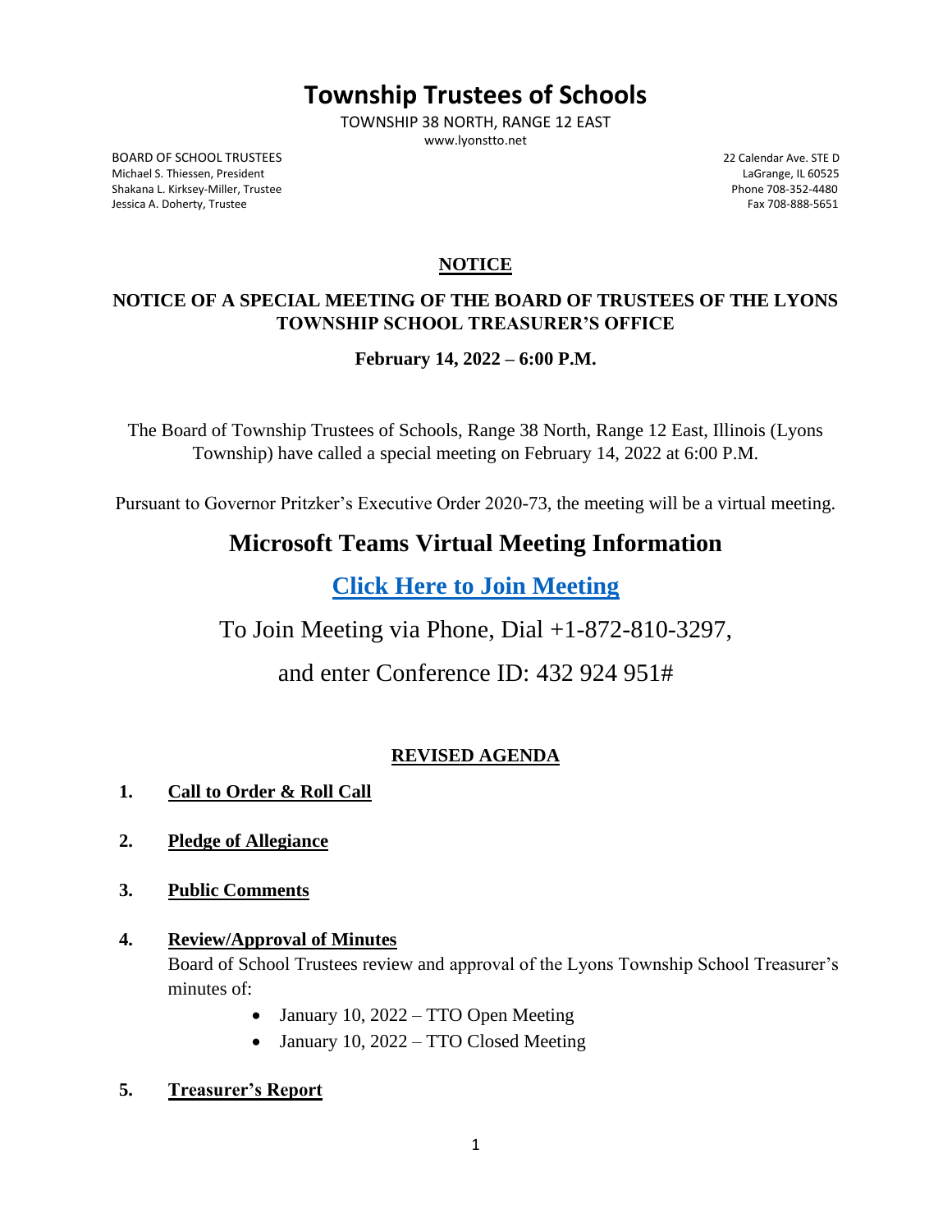# Township Trustees of Schools

TOWNSHIP 38 NORTH, RANGE 12 EAST
www.lyonstto.net

BOARD OF SCHOOL TRUSTEES
Michael S. Thiessen, President
Shakana L. Kirksey-Miller, Trustee
Jessica A. Doherty, Trustee

22 Calendar Ave. STE D
LaGrange, IL 60525
Phone 708-352-4480
Fax 708-888-5651

## NOTICE

### NOTICE OF A SPECIAL MEETING OF THE BOARD OF TRUSTEES OF THE LYONS TOWNSHIP SCHOOL TREASURER'S OFFICE

**February 14, 2022 – 6:00 P.M.**

The Board of Township Trustees of Schools, Range 38 North, Range 12 East, Illinois (Lyons Township) have called a special meeting on February 14, 2022 at 6:00 P.M.

Pursuant to Governor Pritzker's Executive Order 2020-73, the meeting will be a virtual meeting.

## Microsoft Teams Virtual Meeting Information

**Click Here to Join Meeting**

To Join Meeting via Phone, Dial +1-872-810-3297,

and enter Conference ID: 432 924 951#

## REVISED AGENDA

1. **Call to Order & Roll Call**

2. **Pledge of Allegiance**

3. **Public Comments**

4. **Review/Approval of Minutes**

   Board of School Trustees review and approval of the Lyons Township School Treasurer's minutes of:

   - January 10, 2022 – TTO Open Meeting
   - January 10, 2022 – TTO Closed Meeting

5. **Treasurer's Report**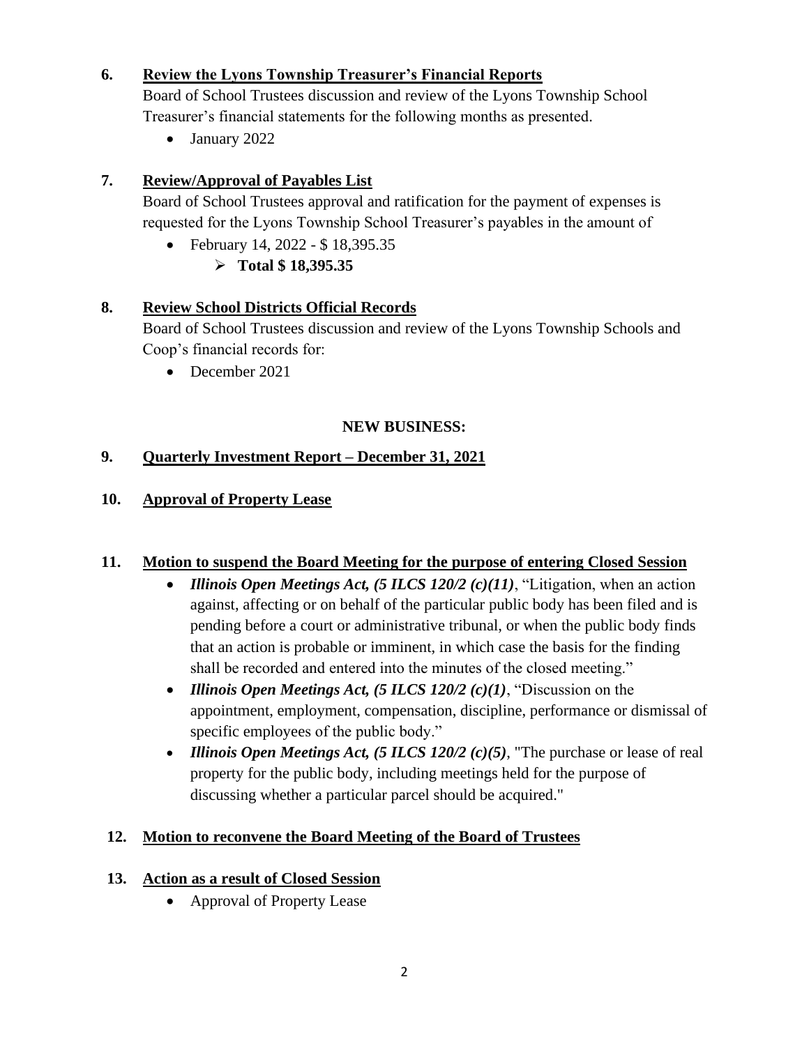**6. Review the Lyons Township Treasurer's Financial Reports**

Board of School Trustees discussion and review of the Lyons Township School Treasurer's financial statements for the following months as presented.

- January 2022

**7. Review/Approval of Payables List**

Board of School Trustees approval and ratification for the payment of expenses is requested for the Lyons Township School Treasurer's payables in the amount of

- February 14, 2022 - $ 18,395.35
  - **Total $ 18,395.35**

**8. Review School Districts Official Records**

Board of School Trustees discussion and review of the Lyons Township Schools and Coop's financial records for:

- December 2021

**NEW BUSINESS:**

**9. Quarterly Investment Report – December 31, 2021**

**10. Approval of Property Lease**

**11. Motion to suspend the Board Meeting for the purpose of entering Closed Session**

- ***Illinois Open Meetings Act, (5 ILCS 120/2 (c)(11)***, "Litigation, when an action against, affecting or on behalf of the particular public body has been filed and is pending before a court or administrative tribunal, or when the public body finds that an action is probable or imminent, in which case the basis for the finding shall be recorded and entered into the minutes of the closed meeting."
- ***Illinois Open Meetings Act, (5 ILCS 120/2 (c)(1)***, "Discussion on the appointment, employment, compensation, discipline, performance or dismissal of specific employees of the public body."
- ***Illinois Open Meetings Act, (5 ILCS 120/2 (c)(5)***, "The purchase or lease of real property for the public body, including meetings held for the purpose of discussing whether a particular parcel should be acquired."

**12. Motion to reconvene the Board Meeting of the Board of Trustees**

**13. Action as a result of Closed Session**

- Approval of Property Lease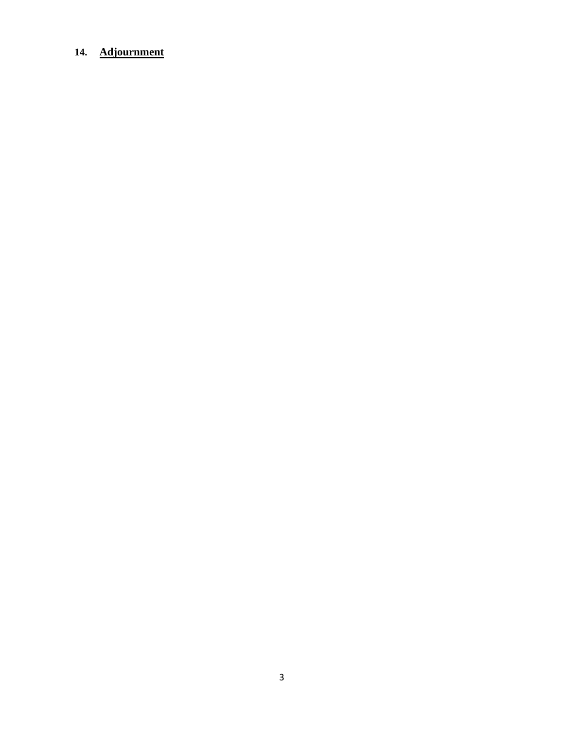**14. <u>Adjournment</u>**